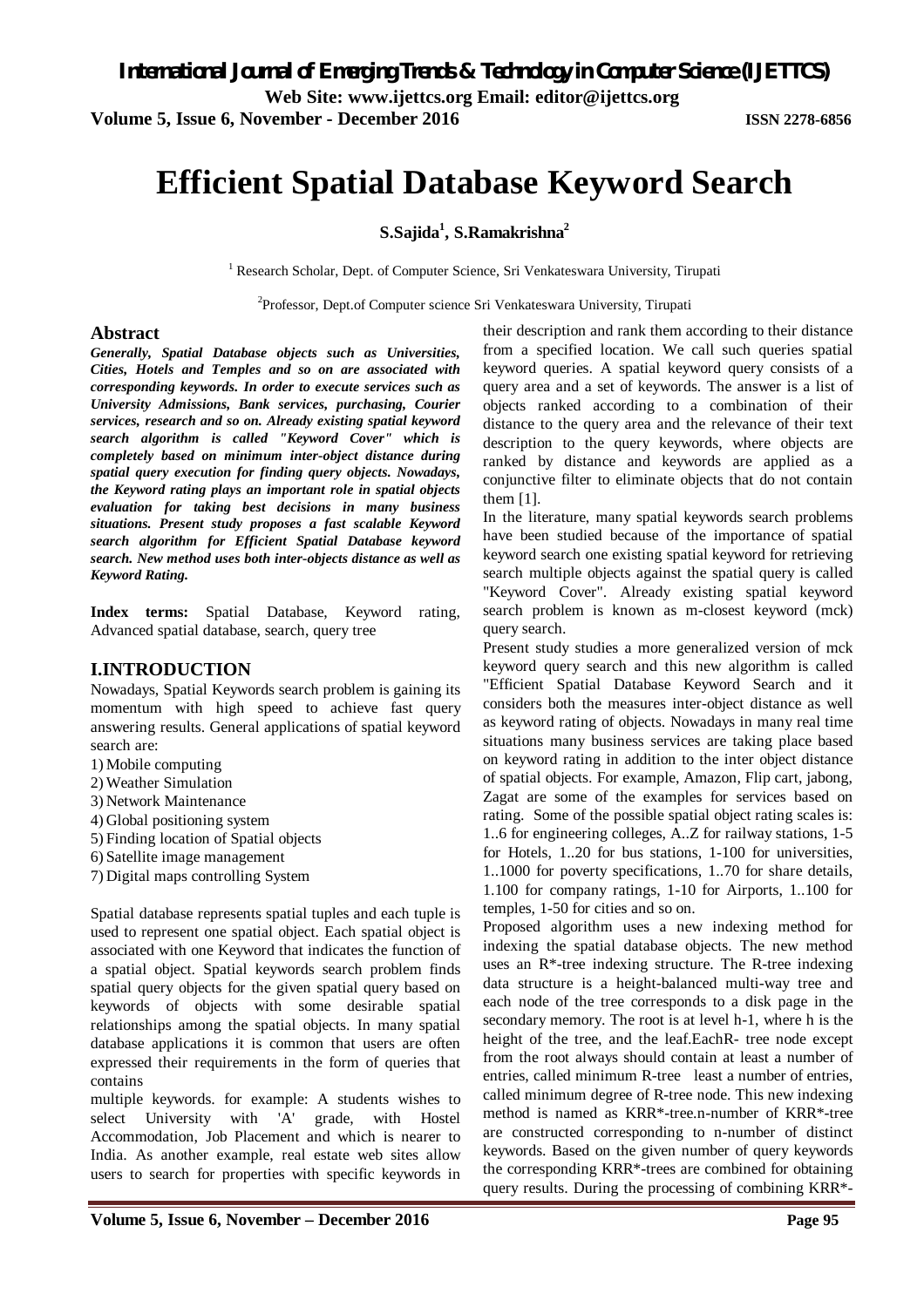# Efficient Spatial Database Keyword Search

**S.Sajida[1], S.Ramakrishna[2]**

[1] Research Scholar, Dept. of Computer Science, Sri Venkateswara University, Tirupati

[2]Professor, Dept.of Computer science Sri Venkateswara University, Tirupati

## Abstract

***Generally, Spatial Database objects such as Universities, Cities, Hotels and Temples and so on are associated with corresponding keywords. In order to execute services such as University Admissions, Bank services, purchasing, Courier services, research and so on. Already existing spatial keyword search algorithm is called "Keyword Cover" which is completely based on minimum inter-object distance during spatial query execution for finding query objects. Nowadays, the Keyword rating plays an important role in spatial objects evaluation for taking best decisions in many business situations. Present study proposes a fast scalable Keyword search algorithm for Efficient Spatial Database keyword search. New method uses both inter-objects distance as well as Keyword Rating.***

**Index terms:** Spatial Database, Keyword rating, Advanced spatial database, search, query tree

## I.INTRODUCTION

Nowadays, Spatial Keywords search problem is gaining its momentum with high speed to achieve fast query answering results. General applications of spatial keyword search are:

1) Mobile computing
2) Weather Simulation
3) Network Maintenance
4) Global positioning system
5) Finding location of Spatial objects
6) Satellite image management
7) Digital maps controlling System

Spatial database represents spatial tuples and each tuple is used to represent one spatial object. Each spatial object is associated with one Keyword that indicates the function of a spatial object. Spatial keywords search problem finds spatial query objects for the given spatial query based on keywords of objects with some desirable spatial relationships among the spatial objects. In many spatial database applications it is common that users are often expressed their requirements in the form of queries that contains multiple keywords. for example: A students wishes to select University with 'A' grade, with Hostel Accommodation, Job Placement and which is nearer to India. As another example, real estate web sites allow users to search for properties with specific keywords in their description and rank them according to their distance from a specified location. We call such queries spatial keyword queries. A spatial keyword query consists of a query area and a set of keywords. The answer is a list of objects ranked according to a combination of their distance to the query area and the relevance of their text description to the query keywords, where objects are ranked by distance and keywords are applied as a conjunctive filter to eliminate objects that do not contain them [1].

In the literature, many spatial keywords search problems have been studied because of the importance of spatial keyword search one existing spatial keyword for retrieving search multiple objects against the spatial query is called "Keyword Cover". Already existing spatial keyword search problem is known as m-closest keyword (mck) query search.

Present study studies a more generalized version of mck keyword query search and this new algorithm is called "Efficient Spatial Database Keyword Search and it considers both the measures inter-object distance as well as keyword rating of objects. Nowadays in many real time situations many business services are taking place based on keyword rating in addition to the inter object distance of spatial objects. For example, Amazon, Flip cart, jabong, Zagat are some of the examples for services based on rating. Some of the possible spatial object rating scales is: 1..6 for engineering colleges, A..Z for railway stations, 1-5 for Hotels, 1..20 for bus stations, 1-100 for universities, 1..1000 for poverty specifications, 1..70 for share details, 1.100 for company ratings, 1-10 for Airports, 1..100 for temples, 1-50 for cities and so on.

Proposed algorithm uses a new indexing method for indexing the spatial database objects. The new method uses an R*-tree indexing structure. The R-tree indexing data structure is a height-balanced multi-way tree and each node of the tree corresponds to a disk page in the secondary memory. The root is at level h-1, where h is the height of the tree, and the leaf.EachR- tree node except from the root always should contain at least a number of entries, called minimum R-tree least a number of entries, called minimum degree of R-tree node. This new indexing method is named as KRR*-tree.n-number of KRR*-tree are constructed corresponding to n-number of distinct keywords. Based on the given number of query keywords the corresponding KRR*-trees are combined for obtaining query results. During the processing of combining KRR*-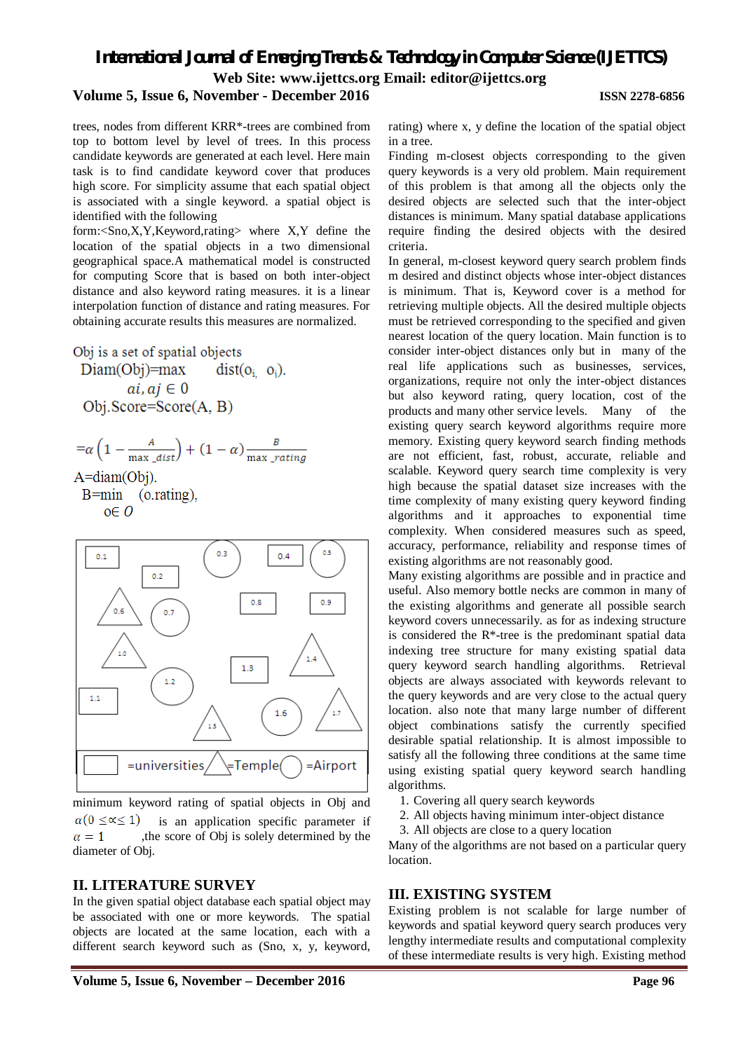trees, nodes from different KRR*-trees are combined from top to bottom level by level of trees. In this process candidate keywords are generated at each level. Here main task is to find candidate keyword cover that produces high score. For simplicity assume that each spatial object is associated with a single keyword. a spatial object is identified with the following form:<Sno,X,Y,Keyword,rating> where X,Y define the location of the spatial objects in a two dimensional geographical space.A mathematical model is constructed for computing Score that is based on both inter-object distance and also keyword rating measures. it is a linear interpolation function of distance and rating measures. For obtaining accurate results this measures are normalized.

Obj is a set of spatial objects

$\text{Diam(Obj)}=\max \quad \text{dist}(o_i, o_j).$

$ai, aj \in 0$

$\text{Obj.Score}=\text{Score}(A, B)$

$$=\alpha\left(1-\frac{A}{\max\_dist}\right)+(1-\alpha)\frac{B}{\max\_rating}$$

A=diam(Obj).

$B=\min \quad (o.\text{rating}),$

$o \in O$

| 0.1 | 0.2 | 0.3 | 0.4 | 0.5 |
|---|---|---|---|---|
| 0.6 | 0.7 | 0.8 | 0.9 | 1.0 |
| 1.1 | 1.2 | 1.3 | 1.4 | 1.5 |
| 1.6 | 1.7 | | | |

=universities =Temple =Airport

minimum keyword rating of spatial objects in Obj and $\alpha(0 \leq \alpha \leq 1)$ is an application specific parameter if $\alpha = 1$ ,the score of Obj is solely determined by the diameter of Obj.

## II. LITERATURE SURVEY

In the given spatial object database each spatial object may be associated with one or more keywords. The spatial objects are located at the same location, each with a different search keyword such as (Sno, x, y, keyword, rating) where x, y define the location of the spatial object in a tree.

Finding m-closest objects corresponding to the given query keywords is a very old problem. Main requirement of this problem is that among all the objects only the desired objects are selected such that the inter-object distances is minimum. Many spatial database applications require finding the desired objects with the desired criteria.

In general, m-closest keyword query search problem finds m desired and distinct objects whose inter-object distances is minimum. That is, Keyword cover is a method for retrieving multiple objects. All the desired multiple objects must be retrieved corresponding to the specified and given nearest location of the query location. Main function is to consider inter-object distances only but in many of the real life applications such as businesses, services, organizations, require not only the inter-object distances but also keyword rating, query location, cost of the products and many other service levels. Many of the existing query search keyword algorithms require more memory. Existing query keyword search finding methods are not efficient, fast, robust, accurate, reliable and scalable. Keyword query search time complexity is very high because the spatial dataset size increases with the time complexity of many existing query keyword finding algorithms and it approaches to exponential time complexity. When considered measures such as speed, accuracy, performance, reliability and response times of existing algorithms are not reasonably good.

Many existing algorithms are possible and in practice and useful. Also memory bottle necks are common in many of the existing algorithms and generate all possible search keyword covers unnecessarily. as for as indexing structure is considered the R*-tree is the predominant spatial data indexing tree structure for many existing spatial data query keyword search handling algorithms. Retrieval objects are always associated with keywords relevant to the query keywords and are very close to the actual query location. also note that many large number of different object combinations satisfy the currently specified desirable spatial relationship. It is almost impossible to satisfy all the following three conditions at the same time using existing spatial query keyword search handling algorithms.

1. Covering all query search keywords
2. All objects having minimum inter-object distance
3. All objects are close to a query location

Many of the algorithms are not based on a particular query location.

## III. EXISTING SYSTEM

Existing problem is not scalable for large number of keywords and spatial keyword query search produces very lengthy intermediate results and computational complexity of these intermediate results is very high. Existing method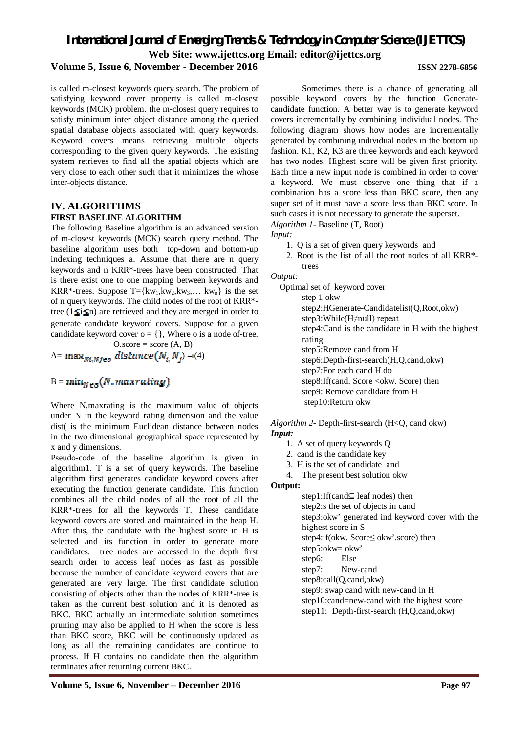is called m-closest keywords query search. The problem of satisfying keyword cover property is called m-closest keywords (MCK) problem. the m-closest query requires to satisfy minimum inter object distance among the queried spatial database objects associated with query keywords. Keyword covers means retrieving multiple objects corresponding to the given query keywords. The existing system retrieves to find all the spatial objects which are very close to each other such that it minimizes the whose inter-objects distance.

## IV. ALGORITHMS

### FIRST BASELINE ALGORITHM

The following Baseline algorithm is an advanced version of m-closest keywords (MCK) search query method. The baseline algorithm uses both top-down and bottom-up indexing techniques a. Assume that there are n query keywords and n KRR*-trees have been constructed. That is there exist one to one mapping between keywords and KRR*-trees. Suppose $T=\{kw_1,kw_2,kw_3,\ldots kw_n\}$ is the set of n query keywords. The child nodes of the root of KRR*-tree ($1\leq i\leq n$) are retrieved and they are merged in order to generate candidate keyword covers. Suppose for a given candidate keyword cover $o = \{\}$, Where o is a node of-tree.

O.score = score (A, B)

$$A= \max_{Ni,Nj\epsilon o} distance(N_i, N_j) \rightarrow (4)$$

$$B = \min_{N\epsilon o}(N.maxrating)$$

Where N.maxrating is the maximum value of objects under N in the keyword rating dimension and the value dist( is the minimum Euclidean distance between nodes in the two dimensional geographical space represented by x and y dimensions.

Pseudo-code of the baseline algorithm is given in algorithm1. T is a set of query keywords. The baseline algorithm first generates candidate keyword covers after executing the function generate candidate. This function combines all the child nodes of all the root of all the KRR*-trees for all the keywords T. These candidate keyword covers are stored and maintained in the heap H. After this, the candidate with the highest score in H is selected and its function in order to generate more candidates. tree nodes are accessed in the depth first search order to access leaf nodes as fast as possible because the number of candidate keyword covers that are generated are very large. The first candidate solution consisting of objects other than the nodes of KRR*-tree is taken as the current best solution and it is denoted as BKC. BKC actually an intermediate solution sometimes pruning may also be applied to H when the score is less than BKC score, BKC will be continuously updated as long as all the remaining candidates are continue to process. If H contains no candidate then the algorithm terminates after returning current BKC.

Sometimes there is a chance of generating all possible keyword covers by the function Generate-candidate function. A better way is to generate keyword covers incrementally by combining individual nodes. The following diagram shows how nodes are incrementally generated by combining individual nodes in the bottom up fashion. K1, K2, K3 are three keywords and each keyword has two nodes. Highest score will be given first priority. Each time a new input node is combined in order to cover a keyword. We must observe one thing that if a combination has a score less than BKC score, then any super set of it must have a score less than BKC score. In such cases it is not necessary to generate the superset.

*Algorithm 1-* Baseline (T, Root)

*Input:*

1. Q is a set of given query keywords and
2. Root is the list of all the root nodes of all KRR*-trees

*Output:*

Optimal set of keyword cover

step 1:okw
step2:HGenerate-Candidatelist(Q,Root,okw)
step3:While(H≠null) repeat
step4:Cand is the candidate in H with the highest rating
step5:Remove cand from H
step6:Depth-first-search(H,Q,cand,okw)
step7:For each cand H do
step8:If(cand. Score <okw. Score) then
step9: Remove candidate from H
step10:Return okw

*Algorithm 2-* Depth-first-search (H<Q, cand okw)

***Input:***

1. A set of query keywords Q
2. cand is the candidate key
3. H is the set of candidate and
4. The present best solution okw

**Output:**

step1:If(cand⊆ leaf nodes) then
step2:s the set of objects in cand
step3:okw' generated ind keyword cover with the highest score in S
step4:if(okw. Score≤ okw'.score) then
step5:okw= okw'
step6: Else
step7: New-cand
step8:call(Q,cand,okw)
step9: swap cand with new-cand in H
step10:cand=new-cand with the highest score
step11: Depth-first-search (H,Q,cand,okw)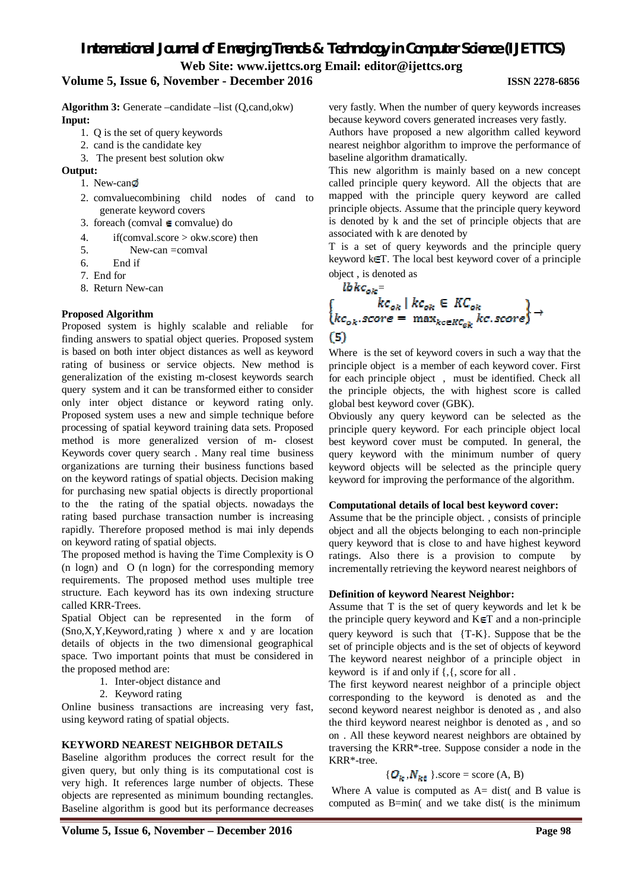**Algorithm 3:** Generate –candidate –list (Q,cand,okw)

**Input:**

1. Q is the set of query keywords
2. cand is the candidate key
3. The present best solution okw

**Output:**

1. New-can$\emptyset$
2. comvaluecombining child nodes of cand to generate keyword covers
3. foreach (comval $\in$ comvalue) do
4. if(comval.score > okw.score) then
5. New-can =comval
6. End if
7. End for
8. Return New-can

**Proposed Algorithm**

Proposed system is highly scalable and reliable for finding answers to spatial object queries. Proposed system is based on both inter object distances as well as keyword rating of business or service objects. New method is generalization of the existing m-closest keywords search query system and it can be transformed either to consider only inter object distance or keyword rating only. Proposed system uses a new and simple technique before processing of spatial keyword training data sets. Proposed method is more generalized version of m- closest Keywords cover query search . Many real time business organizations are turning their business functions based on the keyword ratings of spatial objects. Decision making for purchasing new spatial objects is directly proportional to the the rating of the spatial objects. nowadays the rating based purchase transaction number is increasing rapidly. Therefore proposed method is mai inly depends on keyword rating of spatial objects.

The proposed method is having the Time Complexity is O (n logn) and O (n logn) for the corresponding memory requirements. The proposed method uses multiple tree structure. Each keyword has its own indexing structure called KRR-Trees.

Spatial Object can be represented in the form of (Sno,X,Y,Keyword,rating ) where x and y are location details of objects in the two dimensional geographical space. Two important points that must be considered in the proposed method are:

1. Inter-object distance and
2. Keyword rating

Online business transactions are increasing very fast, using keyword rating of spatial objects.

**KEYWORD NEAREST NEIGHBOR DETAILS**

Baseline algorithm produces the correct result for the given query, but only thing is its computational cost is very high. It references large number of objects. These objects are represented as minimum bounding rectangles. Baseline algorithm is good but its performance decreases very fastly. When the number of query keywords increases because keyword covers generated increases very fastly.

Authors have proposed a new algorithm called keyword nearest neighbor algorithm to improve the performance of baseline algorithm dramatically.

This new algorithm is mainly based on a new concept called principle query keyword. All the objects that are mapped with the principle query keyword are called principle objects. Assume that the principle query keyword is denoted by k and the set of principle objects that are associated with k are denoted by

T is a set of query keywords and the principle query keyword k$\in$T. The local best keyword cover of a principle object , is denoted as

$$lbkc_{ok} = \left\{ \begin{matrix} kc_{ok} \mid kc_{ok} \in KC_{ok} \\ kc_{ok}.score = \max_{kc \in KC_{ok}} kc.score \end{matrix} \right\} \rightarrow (5)$$

Where is the set of keyword covers in such a way that the principle object is a member of each keyword cover. First for each principle object , must be identified. Check all the principle objects, the with highest score is called global best keyword cover (GBK).

Obviously any query keyword can be selected as the principle query keyword. For each principle object local best keyword cover must be computed. In general, the query keyword with the minimum number of query keyword objects will be selected as the principle query keyword for improving the performance of the algorithm.

**Computational details of local best keyword cover:**

Assume that be the principle object. , consists of principle object and all the objects belonging to each non-principle query keyword that is close to and have highest keyword ratings. Also there is a provision to compute by incrementally retrieving the keyword nearest neighbors of

**Definition of keyword Nearest Neighbor:**

Assume that T is the set of query keywords and let k be the principle query keyword and K$\in$T and a non-principle query keyword is such that {T-K}. Suppose that be the set of principle objects and is the set of objects of keyword The keyword nearest neighbor of a principle object in keyword is if and only if {,{, score for all .

The first keyword nearest neighbor of a principle object corresponding to the keyword is denoted as and the second keyword nearest neighbor is denoted as , and also the third keyword nearest neighbor is denoted as , and so on . All these keyword nearest neighbors are obtained by traversing the KRR*-tree. Suppose consider a node in the KRR*-tree.

$$\{O_k, N_{ki}\}.\text{score} = \text{score}(A, B)$$

Where A value is computed as A= dist( and B value is computed as B=min( and we take dist( is the minimum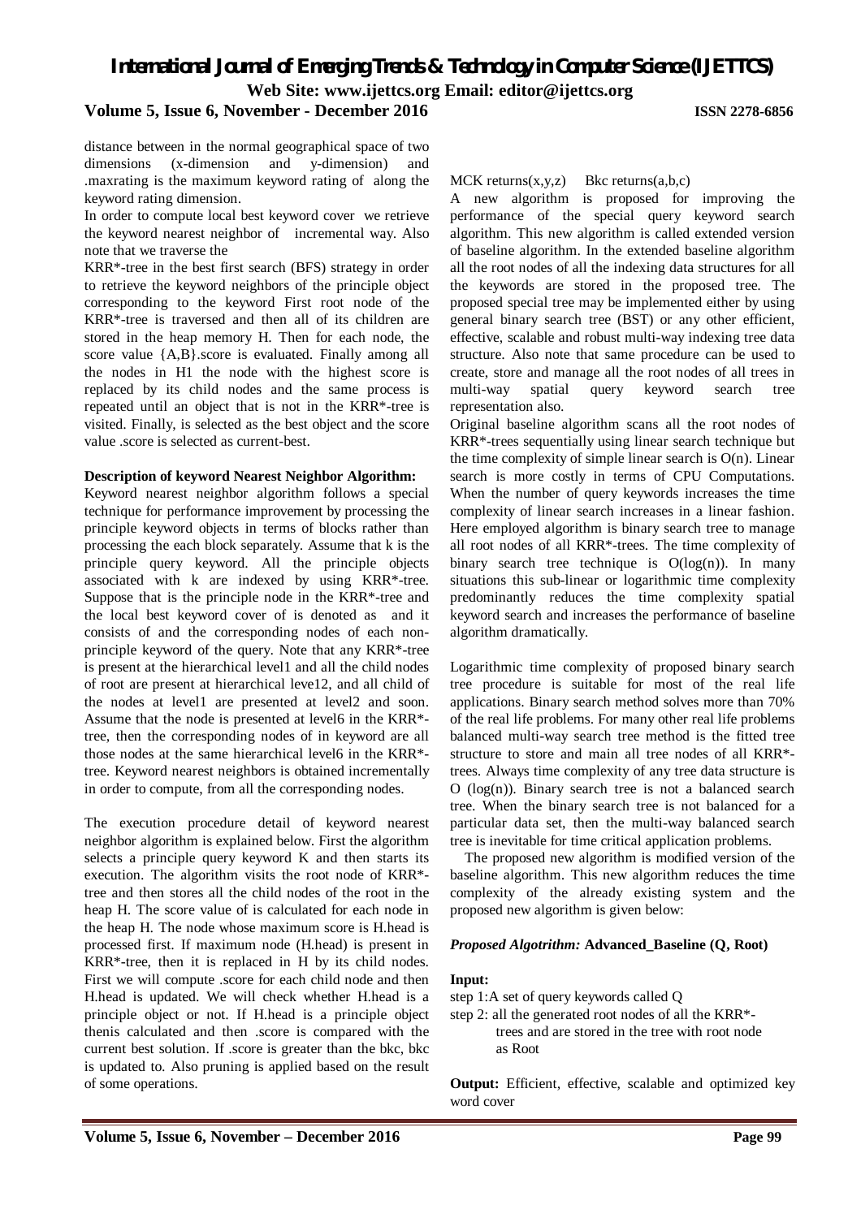distance between in the normal geographical space of two dimensions (x-dimension and y-dimension) and .maxrating is the maximum keyword rating of along the keyword rating dimension.

In order to compute local best keyword cover we retrieve the keyword nearest neighbor of incremental way. Also note that we traverse the KRR*-tree in the best first search (BFS) strategy in order to retrieve the keyword neighbors of the principle object corresponding to the keyword First root node of the KRR*-tree is traversed and then all of its children are stored in the heap memory H. Then for each node, the score value {A,B}.score is evaluated. Finally among all the nodes in H1 the node with the highest score is replaced by its child nodes and the same process is repeated until an object that is not in the KRR*-tree is visited. Finally, is selected as the best object and the score value .score is selected as current-best.

**Description of keyword Nearest Neighbor Algorithm:**

Keyword nearest neighbor algorithm follows a special technique for performance improvement by processing the principle keyword objects in terms of blocks rather than processing the each block separately. Assume that k is the principle query keyword. All the principle objects associated with k are indexed by using KRR*-tree. Suppose that is the principle node in the KRR*-tree and the local best keyword cover of is denoted as and it consists of and the corresponding nodes of each non-principle keyword of the query. Note that any KRR*-tree is present at the hierarchical level1 and all the child nodes of root are present at hierarchical leve12, and all child of the nodes at level1 are presented at level2 and soon. Assume that the node is presented at level6 in the KRR*-tree, then the corresponding nodes of in keyword are all those nodes at the same hierarchical level6 in the KRR*-tree. Keyword nearest neighbors is obtained incrementally in order to compute, from all the corresponding nodes.

The execution procedure detail of keyword nearest neighbor algorithm is explained below. First the algorithm selects a principle query keyword K and then starts its execution. The algorithm visits the root node of KRR*-tree and then stores all the child nodes of the root in the heap H. The score value of is calculated for each node in the heap H. The node whose maximum score is H.head is processed first. If maximum node (H.head) is present in KRR*-tree, then it is replaced in H by its child nodes. First we will compute .score for each child node and then H.head is updated. We will check whether H.head is a principle object or not. If H.head is a principle object thenis calculated and then .score is compared with the current best solution. If .score is greater than the bkc, bkc is updated to. Also pruning is applied based on the result of some operations.

MCK returns(x,y,z) Bkc returns(a,b,c)

A new algorithm is proposed for improving the performance of the special query keyword search algorithm. This new algorithm is called extended version of baseline algorithm. In the extended baseline algorithm all the root nodes of all the indexing data structures for all the keywords are stored in the proposed tree. The proposed special tree may be implemented either by using general binary search tree (BST) or any other efficient, effective, scalable and robust multi-way indexing tree data structure. Also note that same procedure can be used to create, store and manage all the root nodes of all trees in multi-way spatial query keyword search tree representation also.

Original baseline algorithm scans all the root nodes of KRR*-trees sequentially using linear search technique but the time complexity of simple linear search is O(n). Linear search is more costly in terms of CPU Computations. When the number of query keywords increases the time complexity of linear search increases in a linear fashion. Here employed algorithm is binary search tree to manage all root nodes of all KRR*-trees. The time complexity of binary search tree technique is O(log(n)). In many situations this sub-linear or logarithmic time complexity predominantly reduces the time complexity spatial keyword search and increases the performance of baseline algorithm dramatically.

Logarithmic time complexity of proposed binary search tree procedure is suitable for most of the real life applications. Binary search method solves more than 70% of the real life problems. For many other real life problems balanced multi-way search tree method is the fitted tree structure to store and main all tree nodes of all KRR*-trees. Always time complexity of any tree data structure is O (log(n)). Binary search tree is not a balanced search tree. When the binary search tree is not balanced for a particular data set, then the multi-way balanced search tree is inevitable for time critical application problems.

The proposed new algorithm is modified version of the baseline algorithm. This new algorithm reduces the time complexity of the already existing system and the proposed new algorithm is given below:

***Proposed Algotrithm:*** **Advanced_Baseline (Q, Root)**

**Input:**

step 1:A set of query keywords called Q

step 2: all the generated root nodes of all the KRR*-trees and are stored in the tree with root node as Root

**Output:** Efficient, effective, scalable and optimized key word cover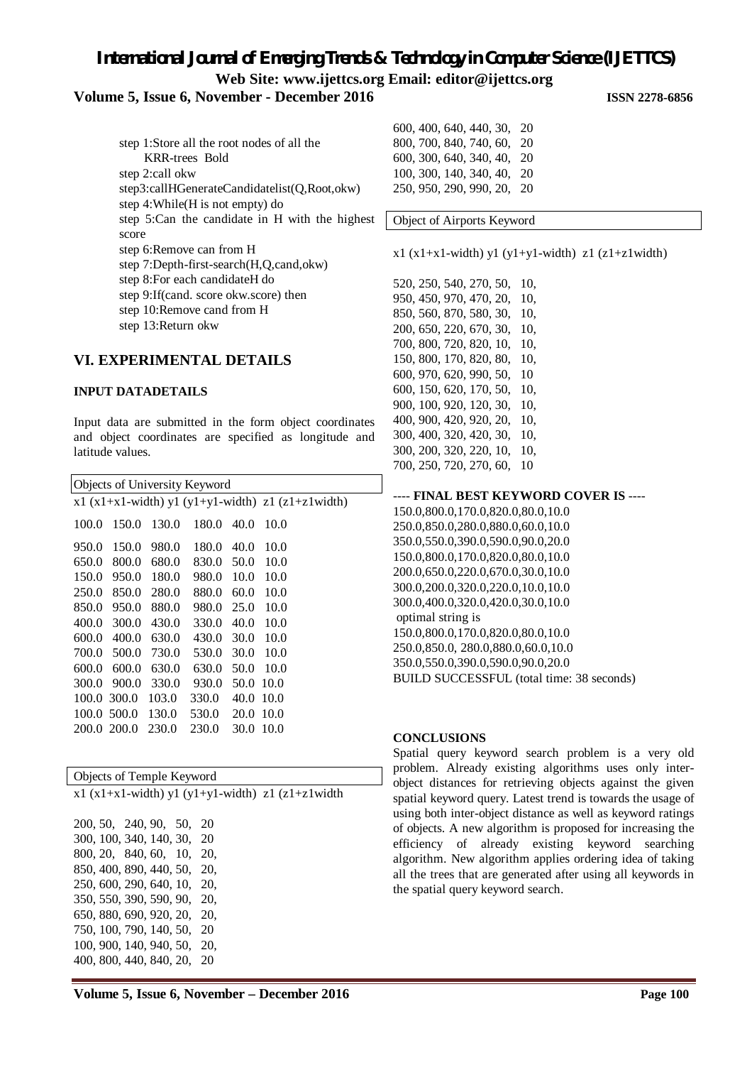step 1:Store all the root nodes of all the KRR-trees Bold
step 2:call okw
step3:callHGenerateCandidatelist(Q,Root,okw)
step 4:While(H is not empty) do
step 5:Can the candidate in H with the highest score
step 6:Remove can from H
step 7:Depth-first-search(H,Q,cand,okw)
step 8:For each candidateH do
step 9:If(cand. score okw.score) then
step 10:Remove cand from H
step 13:Return okw

## VI. EXPERIMENTAL DETAILS

### INPUT DATADETAILS

Input data are submitted in the form object coordinates and object coordinates are specified as longitude and latitude values.

Objects of University Keyword

| x1 | (x1+x1-width) | y1 | (y1+y1-width) | z1 | (z1+z1width) |
|---|---|---|---|---|---|
| 100.0 | 150.0 | 130.0 | 180.0 | 40.0 | 10.0 |
| 950.0 | 150.0 | 980.0 | 180.0 | 40.0 | 10.0 |
| 650.0 | 800.0 | 680.0 | 830.0 | 50.0 | 10.0 |
| 150.0 | 950.0 | 180.0 | 980.0 | 10.0 | 10.0 |
| 250.0 | 850.0 | 280.0 | 880.0 | 60.0 | 10.0 |
| 850.0 | 950.0 | 880.0 | 980.0 | 25.0 | 10.0 |
| 400.0 | 300.0 | 430.0 | 330.0 | 40.0 | 10.0 |
| 600.0 | 400.0 | 630.0 | 430.0 | 30.0 | 10.0 |
| 700.0 | 500.0 | 730.0 | 530.0 | 30.0 | 10.0 |
| 600.0 | 600.0 | 630.0 | 630.0 | 50.0 | 10.0 |
| 300.0 | 900.0 | 330.0 | 930.0 | 50.0 | 10.0 |
| 100.0 | 300.0 | 103.0 | 330.0 | 40.0 | 10.0 |
| 100.0 | 500.0 | 130.0 | 530.0 | 20.0 | 10.0 |
| 200.0 | 200.0 | 230.0 | 230.0 | 30.0 | 10.0 |

Objects of Temple Keyword

x1 (x1+x1-width) y1 (y1+y1-width) z1 (z1+z1width

200, 50, 240, 90, 50, 20
300, 100, 340, 140, 30, 20
800, 20, 840, 60, 10, 20,
850, 400, 890, 440, 50, 20,
250, 600, 290, 640, 10, 20,
350, 550, 390, 590, 90, 20,
650, 880, 690, 920, 20, 20,
750, 100, 790, 140, 50, 20
100, 900, 140, 940, 50, 20,
400, 800, 440, 840, 20, 20
600, 400, 640, 440, 30, 20
800, 700, 840, 740, 60, 20
600, 300, 640, 340, 40, 20
100, 300, 140, 340, 40, 20
250, 950, 290, 990, 20, 20

Object of Airports Keyword

x1 (x1+x1-width) y1 (y1+y1-width) z1 (z1+z1width)

520, 250, 540, 270, 50, 10,
950, 450, 970, 470, 20, 10,
850, 560, 870, 580, 30, 10,
200, 650, 220, 670, 30, 10,
700, 800, 720, 820, 10, 10,
150, 800, 170, 820, 80, 10,
600, 970, 620, 990, 50, 10
600, 150, 620, 170, 50, 10,
900, 100, 920, 120, 30, 10,
400, 900, 420, 920, 20, 10,
300, 400, 320, 420, 30, 10,
300, 200, 320, 220, 10, 10,
700, 250, 720, 270, 60, 10

---- **FINAL BEST KEYWORD COVER IS** ----
150.0,800.0,170.0,820.0,80.0,10.0
250.0,850.0,280.0,880.0,60.0,10.0
350.0,550.0,390.0,590.0,90.0,20.0
150.0,800.0,170.0,820.0,80.0,10.0
200.0,650.0,220.0,670.0,30.0,10.0
300.0,200.0,320.0,220.0,10.0,10.0
300.0,400.0,320.0,420.0,30.0,10.0
optimal string is
150.0,800.0,170.0,820.0,80.0,10.0
250.0,850.0, 280.0,880.0,60.0,10.0
350.0,550.0,390.0,590.0,90.0,20.0
BUILD SUCCESSFUL (total time: 38 seconds)

### CONCLUSIONS

Spatial query keyword search problem is a very old problem. Already existing algorithms uses only inter-object distances for retrieving objects against the given spatial keyword query. Latest trend is towards the usage of using both inter-object distance as well as keyword ratings of objects. A new algorithm is proposed for increasing the efficiency of already existing keyword searching algorithm. New algorithm applies ordering idea of taking all the trees that are generated after using all keywords in the spatial query keyword search.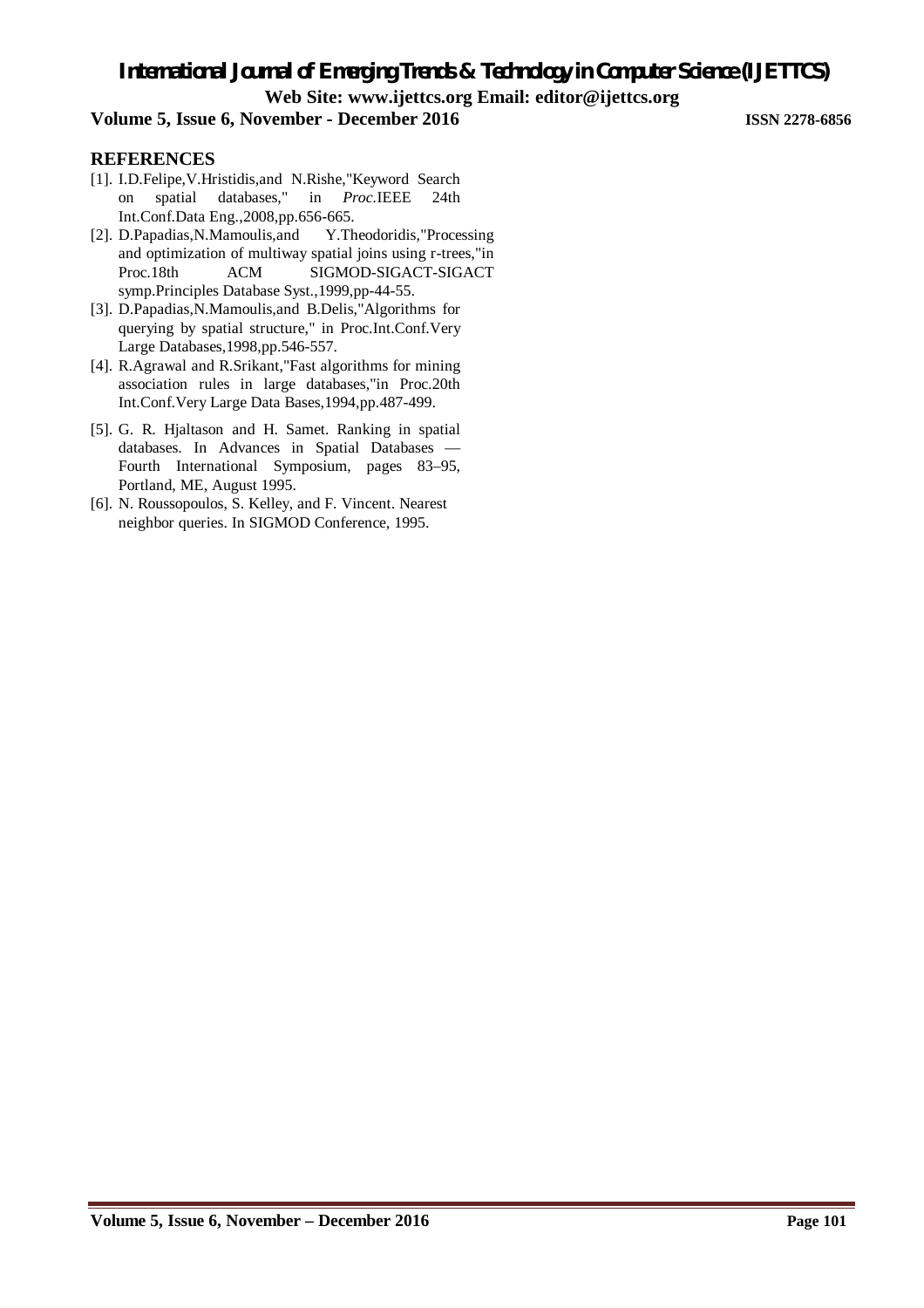## REFERENCES

[1]. I.D.Felipe,V.Hristidis,and N.Rishe,"Keyword Search on spatial databases," in *Proc.*IEEE 24th Int.Conf.Data Eng.,2008,pp.656-665.

[2]. D.Papadias,N.Mamoulis,and Y.Theodoridis,"Processing and optimization of multiway spatial joins using r-trees,"in Proc.18th ACM SIGMOD-SIGACT-SIGACT symp.Principles Database Syst.,1999,pp-44-55.

[3]. D.Papadias,N.Mamoulis,and B.Delis,"Algorithms for querying by spatial structure," in Proc.Int.Conf.Very Large Databases,1998,pp.546-557.

[4]. R.Agrawal and R.Srikant,"Fast algorithms for mining association rules in large databases,"in Proc.20th Int.Conf.Very Large Data Bases,1994,pp.487-499.

[5]. G. R. Hjaltason and H. Samet. Ranking in spatial databases. In Advances in Spatial Databases — Fourth International Symposium, pages 83–95, Portland, ME, August 1995.

[6]. N. Roussopoulos, S. Kelley, and F. Vincent. Nearest neighbor queries. In SIGMOD Conference, 1995.